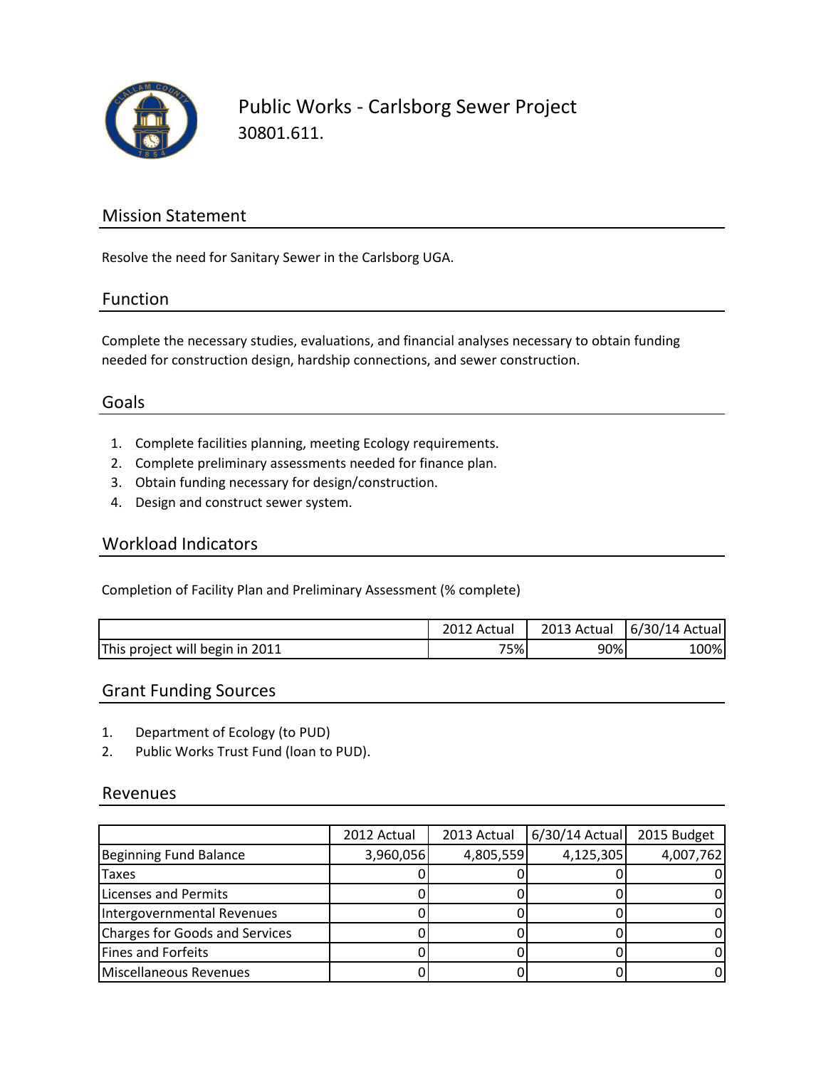# Public Works - Carlsborg Sewer Project

30801.611.

## Mission Statement

Resolve the need for Sanitary Sewer in the Carlsborg UGA.

## Function

Complete the necessary studies, evaluations, and financial analyses necessary to obtain funding needed for construction design, hardship connections, and sewer construction.

## Goals

1. Complete facilities planning, meeting Ecology requirements.
2. Complete preliminary assessments needed for finance plan.
3. Obtain funding necessary for design/construction.
4. Design and construct sewer system.

## Workload Indicators

Completion of Facility Plan and Preliminary Assessment (% complete)

| | 2012 Actual | 2013 Actual | 6/30/14 Actual |
|---|---|---|---|
| This project will begin in 2011 | 75% | 90% | 100% |

## Grant Funding Sources

1. Department of Ecology (to PUD)
2. Public Works Trust Fund (loan to PUD).

## Revenues

| | 2012 Actual | 2013 Actual | 6/30/14 Actual | 2015 Budget |
|---|---|---|---|---|
| Beginning Fund Balance | 3,960,056 | 4,805,559 | 4,125,305 | 4,007,762 |
| Taxes | 0 | 0 | 0 | 0 |
| Licenses and Permits | 0 | 0 | 0 | 0 |
| Intergovernmental Revenues | 0 | 0 | 0 | 0 |
| Charges for Goods and Services | 0 | 0 | 0 | 0 |
| Fines and Forfeits | 0 | 0 | 0 | 0 |
| Miscellaneous Revenues | 0 | 0 | 0 | 0 |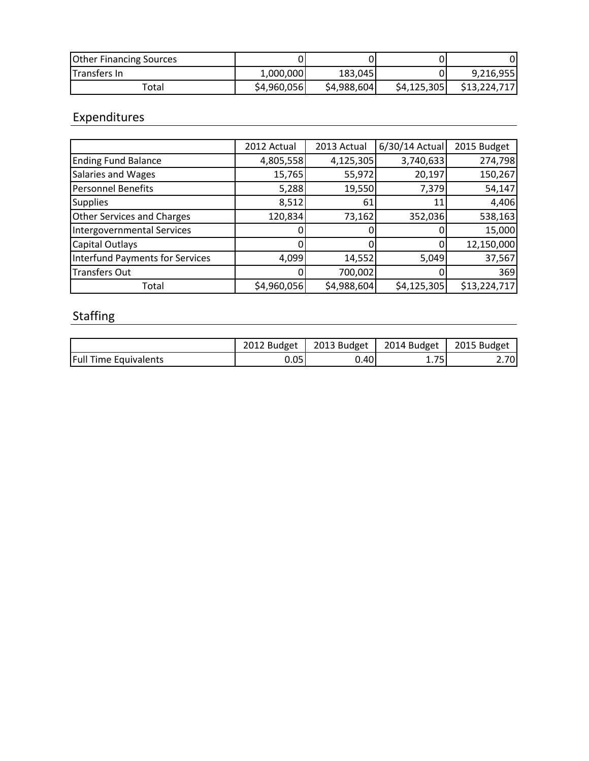| | | | | |
|---|---|---|---|---|
| Other Financing Sources | 0 | 0 | 0 | 0 |
| Transfers In | 1,000,000 | 183,045 | 0 | 9,216,955 |
| Total | $4,960,056 | $4,988,604 | $4,125,305 | $13,224,717 |

## Expenditures

| | 2012 Actual | 2013 Actual | 6/30/14 Actual | 2015 Budget |
|---|---|---|---|---|
| Ending Fund Balance | 4,805,558 | 4,125,305 | 3,740,633 | 274,798 |
| Salaries and Wages | 15,765 | 55,972 | 20,197 | 150,267 |
| Personnel Benefits | 5,288 | 19,550 | 7,379 | 54,147 |
| Supplies | 8,512 | 61 | 11 | 4,406 |
| Other Services and Charges | 120,834 | 73,162 | 352,036 | 538,163 |
| Intergovernmental Services | 0 | 0 | 0 | 15,000 |
| Capital Outlays | 0 | 0 | 0 | 12,150,000 |
| Interfund Payments for Services | 4,099 | 14,552 | 5,049 | 37,567 |
| Transfers Out | 0 | 700,002 | 0 | 369 |
| Total | $4,960,056 | $4,988,604 | $4,125,305 | $13,224,717 |

## Staffing

| | 2012 Budget | 2013 Budget | 2014 Budget | 2015 Budget |
|---|---|---|---|---|
| Full Time Equivalents | 0.05 | 0.40 | 1.75 | 2.70 |